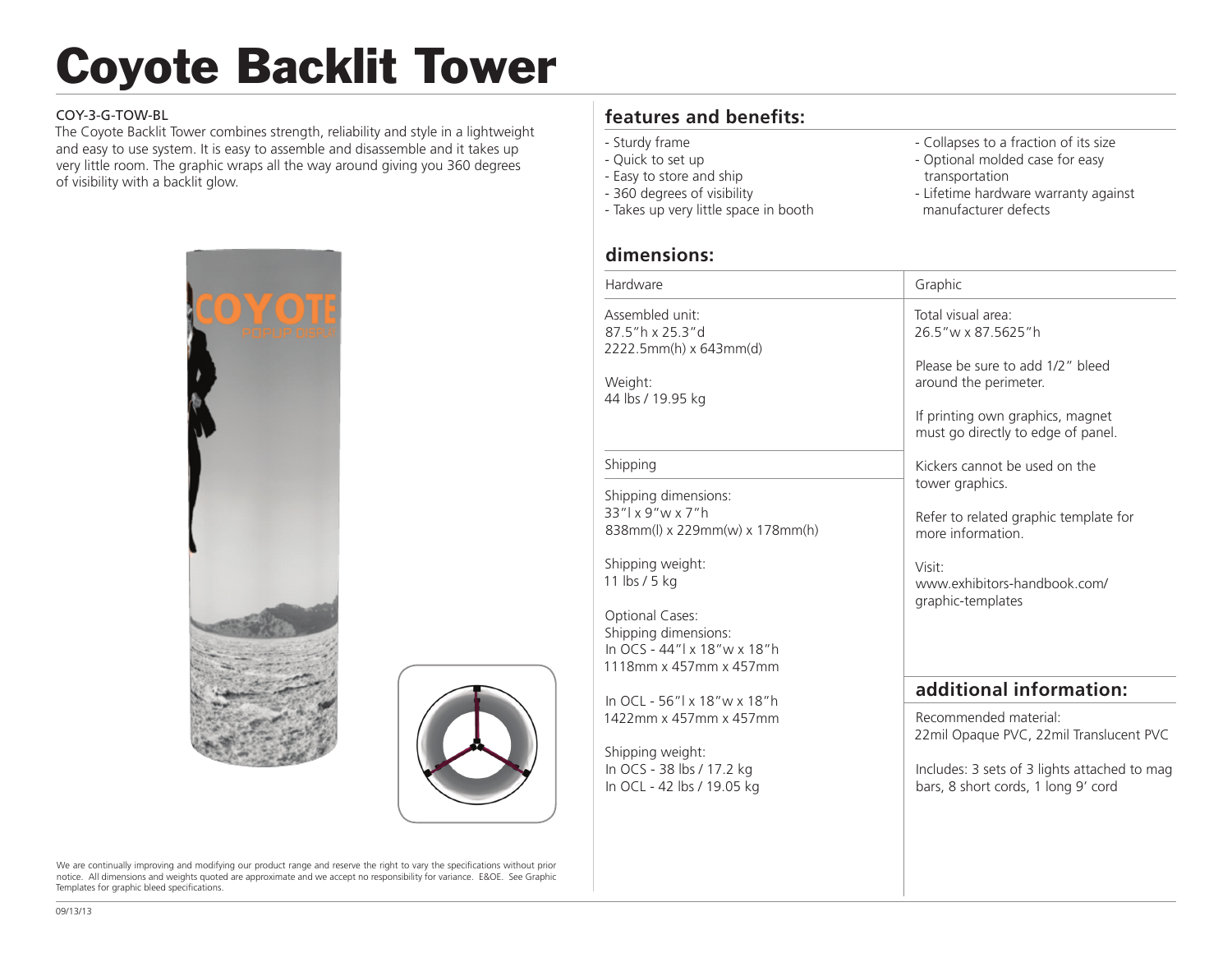# Coyote Backlit Tower

COY-3-G-TOW-BL

The Coyote Backlit Tower combines strength, reliability and style in a lightweight and easy to use system. It is easy to assemble and disassemble and it takes up very little room. The graphic wraps all the way around giving you 360 degrees of visibility with a backlit glow.

We are continually improving and modifying our product range and reserve the right to vary the specifications without prior notice. All dimensions and weights quoted are approximate and we accept no responsibility for variance. E&OE. See Graphic Templates for graphic bleed specifications.

## features and benefits:

- Sturdy frame
- Quick to set up
- Easy to store and ship
- 360 degrees of visibility
- Takes up very little space in booth
- Collapses to a fraction of its size
- Optional molded case for easy transportation
- Lifetime hardware warranty against manufacturer defects

## dimensions:

### Hardware

Assembled unit:
87.5"h x 25.3"d
2222.5mm(h) x 643mm(d)

Weight:
44 lbs / 19.95 kg

### Shipping

Shipping dimensions:
33"l x 9"w x 7"h
838mm(l) x 229mm(w) x 178mm(h)

Shipping weight:
11 lbs / 5 kg

Optional Cases:
Shipping dimensions:
In OCS - 44"l x 18"w x 18"h
1118mm x 457mm x 457mm

In OCL - 56"l x 18"w x 18"h
1422mm x 457mm x 457mm

Shipping weight:
In OCS - 38 lbs / 17.2 kg
In OCL - 42 lbs / 19.05 kg

### Graphic

Total visual area:
26.5"w x 87.5625"h

Please be sure to add 1/2" bleed around the perimeter.

If printing own graphics, magnet must go directly to edge of panel.

Kickers cannot be used on the tower graphics.

Refer to related graphic template for more information.

Visit:
www.exhibitors-handbook.com/graphic-templates

## additional information:

Recommended material:
22mil Opaque PVC, 22mil Translucent PVC

Includes: 3 sets of 3 lights attached to mag bars, 8 short cords, 1 long 9' cord

09/13/13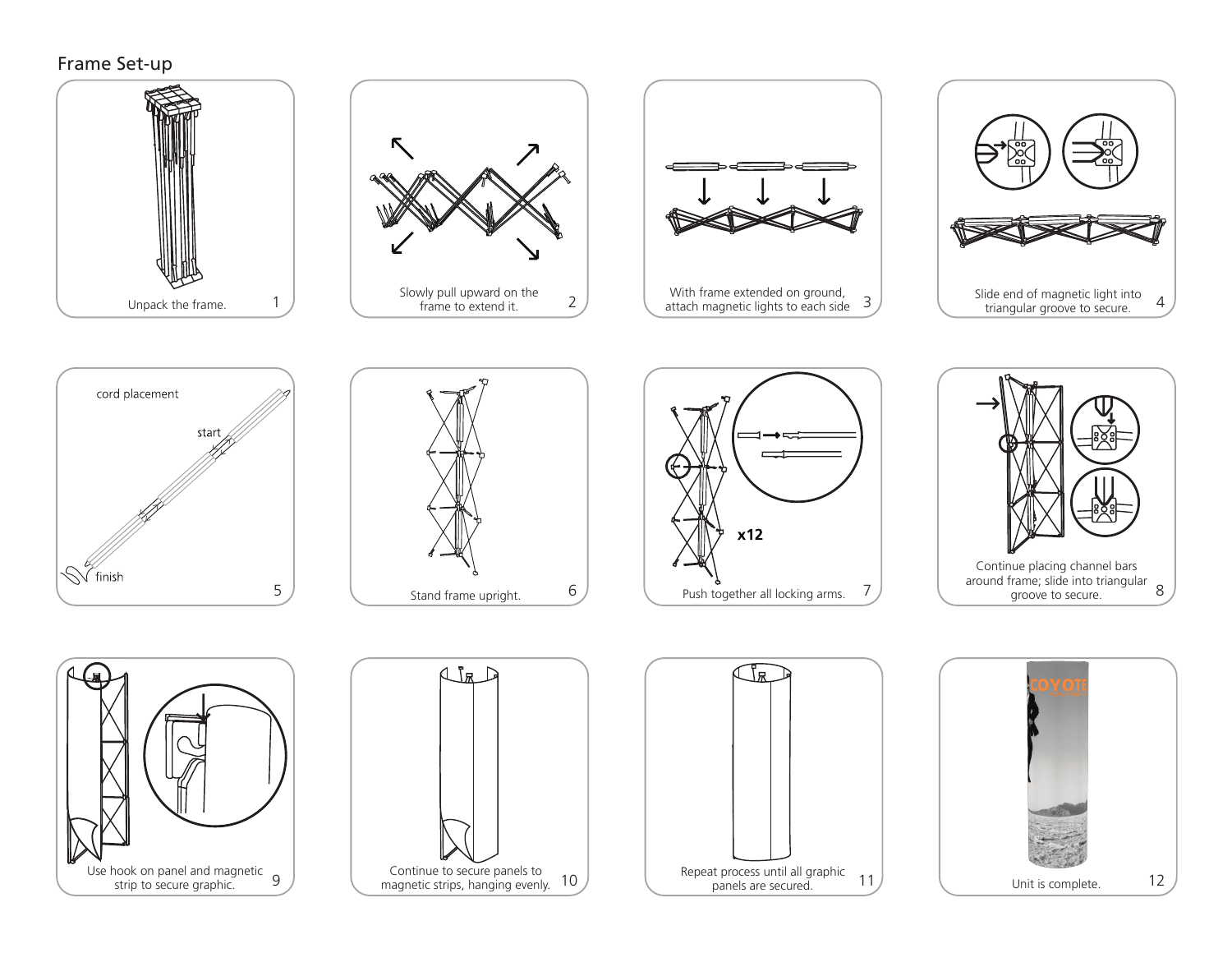## Frame Set-up

1. Unpack the frame.

2. Slowly pull upward on the frame to extend it.

3. With frame extended on ground, attach magnetic lights to each side

4. Slide end of magnetic light into triangular groove to secure.

5. cord placement

   start

   finish

6. Stand frame upright.

7. x12

   Push together all locking arms.

8. Continue placing channel bars around frame; slide into triangular groove to secure.

9. Use hook on panel and magnetic strip to secure graphic.

10. Continue to secure panels to magnetic strips, hanging evenly.

11. Repeat process until all graphic panels are secured.

12. Unit is complete.